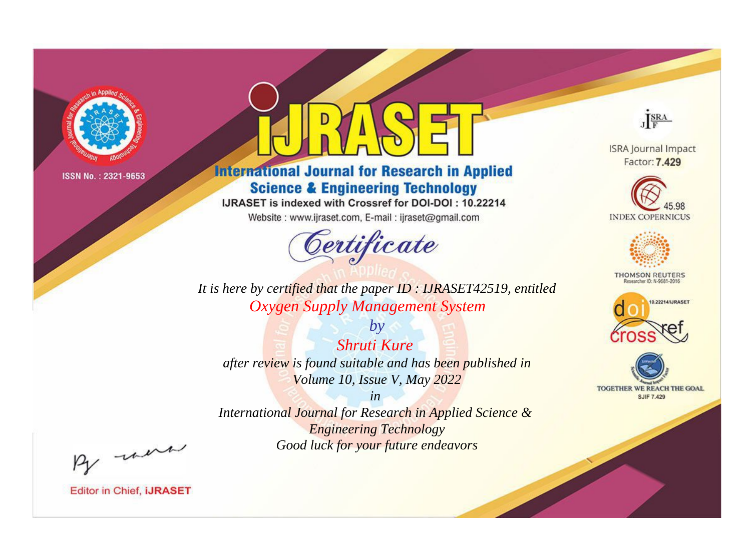ISSN No. : 2321-9653

# iJRASET

## International Journal for Research in Applied Science & Engineering Technology

IJRASET is indexed with Crossref for DOI-DOI : 10.22214

Website : www.ijraset.com, E-mail : ijraset@gmail.com

ISRA Journal Impact Factor: **7.429**

45.98 INDEX COPERNICUS

THOMSON REUTERS Researcher ID: N-9681-2016

10.22214/IJRASET

TOGETHER WE REACH THE GOAL SJIF 7.429

# *Certificate*

*It is here by certified that the paper ID : IJRASET42519, entitled*

*Oxygen Supply Management System*

*by*

*Shruti Kure*

*after review is found suitable and has been published in*

*Volume 10, Issue V, May 2022*

*in*

*International Journal for Research in Applied Science & Engineering Technology*

*Good luck for your future endeavors*

Editor in Chief, **iJRASET**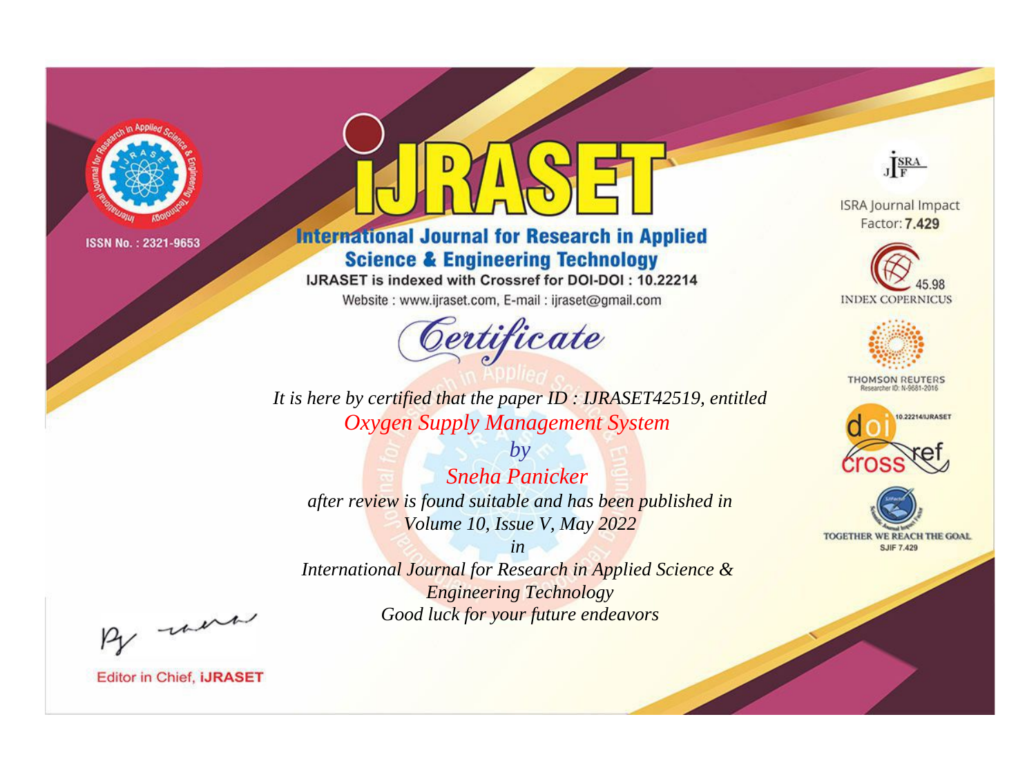ISSN No. : 2321-9653

# iJRASET

## International Journal for Research in Applied Science & Engineering Technology

IJRASET is indexed with Crossref for DOI-DOI : 10.22214

Website : www.ijraset.com, E-mail : ijraset@gmail.com

ISRA Journal Impact Factor: **7.429**

45.98 INDEX COPERNICUS

THOMSON REUTERS Researcher ID: N-9681-2016

10.22214/IJRASET

TOGETHER WE REACH THE GOAL SJIF 7.429

## *Certificate*

*It is here by certified that the paper ID : IJRASET42519, entitled*

*Oxygen Supply Management System*

*by*

*Sneha Panicker*

*after review is found suitable and has been published in*

*Volume 10, Issue V, May 2022*

*in*

*International Journal for Research in Applied Science & Engineering Technology*

*Good luck for your future endeavors*

Editor in Chief, **iJRASET**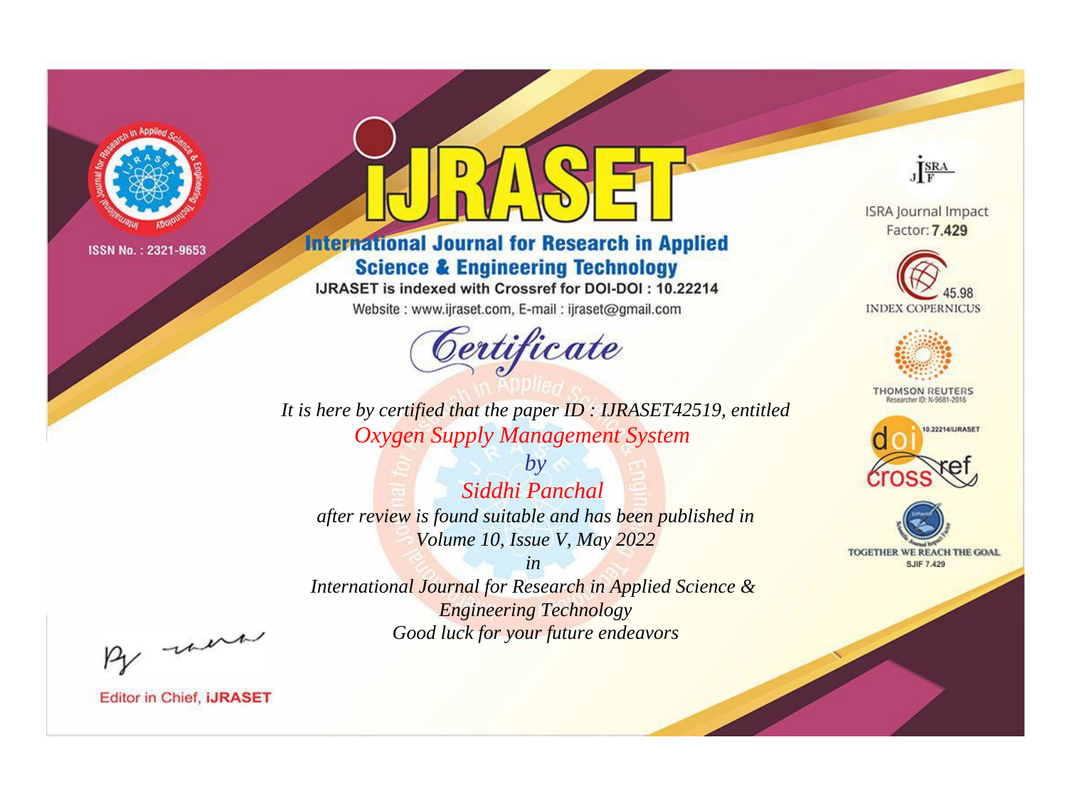ISSN No. : 2321-9653

# iJRASET

## International Journal for Research in Applied Science & Engineering Technology

IJRASET is indexed with Crossref for DOI-DOI : 10.22214

Website : www.ijraset.com, E-mail : ijraset@gmail.com

## Certificate

*It is here by certified that the paper ID : IJRASET42519, entitled*

*Oxygen Supply Management System*

*by*

*Siddhi Panchal*

*after review is found suitable and has been published in*

*Volume 10, Issue V, May 2022*

*in*

*International Journal for Research in Applied Science & Engineering Technology*

*Good luck for your future endeavors*

ISRA Journal Impact Factor: **7.429**

45.98 INDEX COPERNICUS

THOMSON REUTERS Researcher ID: N-9681-2016

10.22214/IJRASET

TOGETHER WE REACH THE GOAL SJIF 7.429

Editor in Chief, **iJRASET**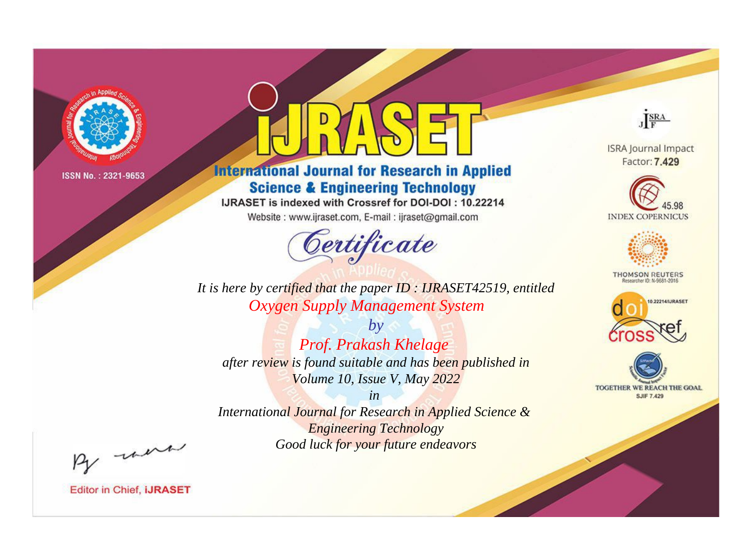ISSN No. : 2321-9653

# iJRASET

## International Journal for Research in Applied Science & Engineering Technology

IJRASET is indexed with Crossref for DOI-DOI : 10.22214

Website : www.ijraset.com, E-mail : ijraset@gmail.com

# Certificate

*It is here by certified that the paper ID : IJRASET42519, entitled*

*Oxygen Supply Management System*

*by*

*Prof. Prakash Khelage*

*after review is found suitable and has been published in*

*Volume 10, Issue V, May 2022*

*in*

*International Journal for Research in Applied Science & Engineering Technology*

*Good luck for your future endeavors*

ISRA Journal Impact Factor: **7.429**

45.98 INDEX COPERNICUS

THOMSON REUTERS Researcher ID: N-9681-2016

10.22214/IJRASET

TOGETHER WE REACH THE GOAL SJIF 7.429

Editor in Chief, **iJRASET**